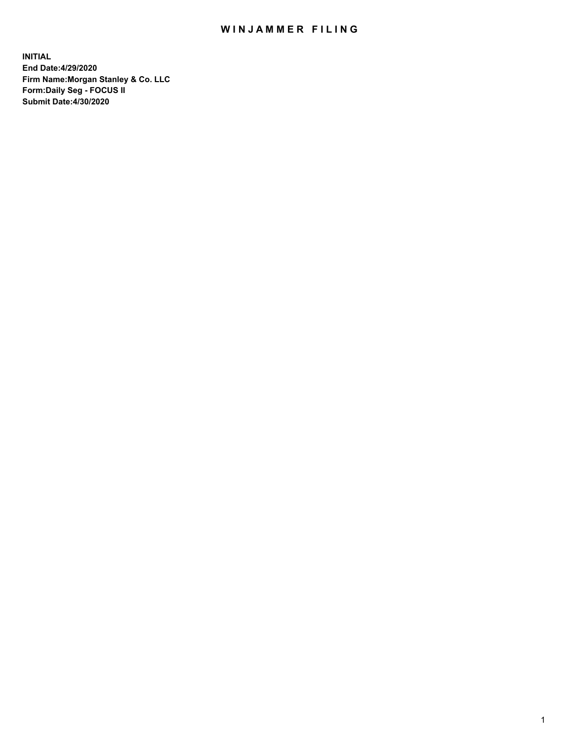# WINJAMMER FILING

**INITIAL**
**End Date:4/29/2020**
**Firm Name:Morgan Stanley & Co. LLC**
**Form:Daily Seg - FOCUS II**
**Submit Date:4/30/2020**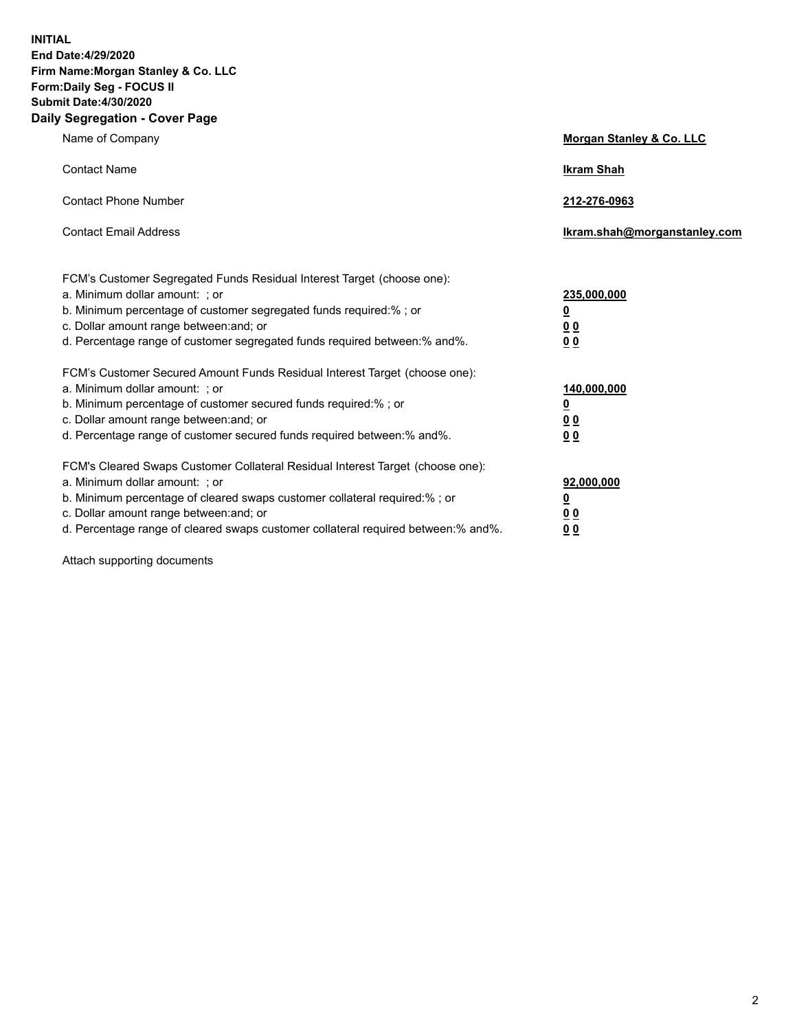**INITIAL**
**End Date:4/29/2020**
**Firm Name:Morgan Stanley & Co. LLC**
**Form:Daily Seg - FOCUS II**
**Submit Date:4/30/2020**
**Daily Segregation - Cover Page**

| | |
|---|---|
| Name of Company | **Morgan Stanley & Co. LLC** |
| Contact Name | **Ikram Shah** |
| Contact Phone Number | **212-276-0963** |
| Contact Email Address | **Ikram.shah@morganstanley.com** |

FCM's Customer Segregated Funds Residual Interest Target (choose one):

| | |
|---|---|
| a. Minimum dollar amount: ; or | **235,000,000** |
| b. Minimum percentage of customer segregated funds required:% ; or | **0** |
| c. Dollar amount range between:and; or | **0 0** |
| d. Percentage range of customer segregated funds required between:% and%. | **0 0** |

FCM's Customer Secured Amount Funds Residual Interest Target (choose one):

| | |
|---|---|
| a. Minimum dollar amount: ; or | **140,000,000** |
| b. Minimum percentage of customer secured funds required:% ; or | **0** |
| c. Dollar amount range between:and; or | **0 0** |
| d. Percentage range of customer secured funds required between:% and%. | **0 0** |

FCM's Cleared Swaps Customer Collateral Residual Interest Target (choose one):

| | |
|---|---|
| a. Minimum dollar amount: ; or | **92,000,000** |
| b. Minimum percentage of cleared swaps customer collateral required:% ; or | **0** |
| c. Dollar amount range between:and; or | **0 0** |
| d. Percentage range of cleared swaps customer collateral required between:% and%. | **0 0** |

Attach supporting documents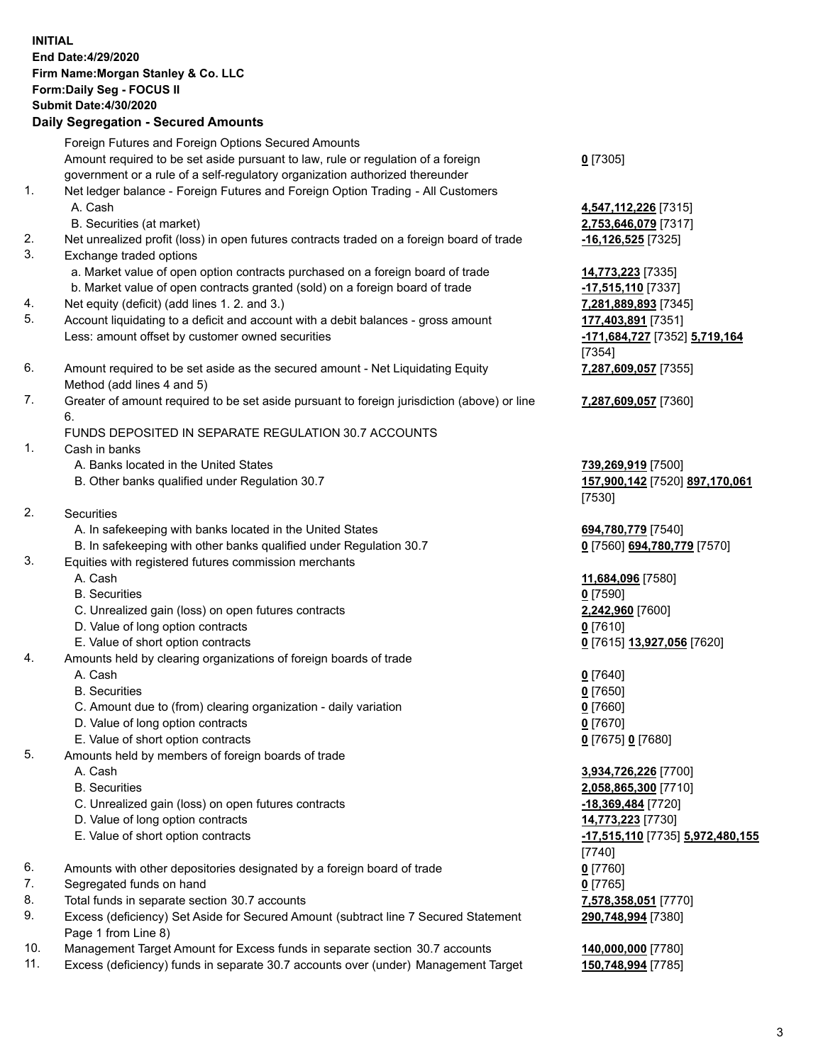**INITIAL**
**End Date:4/29/2020**
**Firm Name:Morgan Stanley & Co. LLC**
**Form:Daily Seg - FOCUS II**
**Submit Date:4/30/2020**

## Daily Segregation - Secured Amounts

| | | |
|---|---|---|
| | Foreign Futures and Foreign Options Secured Amounts | |
| | Amount required to be set aside pursuant to law, rule or regulation of a foreign government or a rule of a self-regulatory organization authorized thereunder | **0** [7305] |
| 1. | Net ledger balance - Foreign Futures and Foreign Option Trading - All Customers | |
| | A. Cash | **4,547,112,226** [7315] |
| | B. Securities (at market) | **2,753,646,079** [7317] |
| 2. | Net unrealized profit (loss) in open futures contracts traded on a foreign board of trade | **-16,126,525** [7325] |
| 3. | Exchange traded options | |
| | a. Market value of open option contracts purchased on a foreign board of trade | **14,773,223** [7335] |
| | b. Market value of open contracts granted (sold) on a foreign board of trade | **-17,515,110** [7337] |
| 4. | Net equity (deficit) (add lines 1. 2. and 3.) | **7,281,889,893** [7345] |
| 5. | Account liquidating to a deficit and account with a debit balances - gross amount | **177,403,891** [7351] |
| | Less: amount offset by customer owned securities | **-171,684,727** [7352] **5,719,164** [7354] |
| 6. | Amount required to be set aside as the secured amount - Net Liquidating Equity Method (add lines 4 and 5) | **7,287,609,057** [7355] |
| 7. | Greater of amount required to be set aside pursuant to foreign jurisdiction (above) or line 6. | **7,287,609,057** [7360] |
| | FUNDS DEPOSITED IN SEPARATE REGULATION 30.7 ACCOUNTS | |
| 1. | Cash in banks | |
| | A. Banks located in the United States | **739,269,919** [7500] |
| | B. Other banks qualified under Regulation 30.7 | **157,900,142** [7520] **897,170,061** [7530] |
| 2. | Securities | |
| | A. In safekeeping with banks located in the United States | **694,780,779** [7540] |
| | B. In safekeeping with other banks qualified under Regulation 30.7 | **0** [7560] **694,780,779** [7570] |
| 3. | Equities with registered futures commission merchants | |
| | A. Cash | **11,684,096** [7580] |
| | B. Securities | **0** [7590] |
| | C. Unrealized gain (loss) on open futures contracts | **2,242,960** [7600] |
| | D. Value of long option contracts | **0** [7610] |
| | E. Value of short option contracts | **0** [7615] **13,927,056** [7620] |
| 4. | Amounts held by clearing organizations of foreign boards of trade | |
| | A. Cash | **0** [7640] |
| | B. Securities | **0** [7650] |
| | C. Amount due to (from) clearing organization - daily variation | **0** [7660] |
| | D. Value of long option contracts | **0** [7670] |
| | E. Value of short option contracts | **0** [7675] **0** [7680] |
| 5. | Amounts held by members of foreign boards of trade | |
| | A. Cash | **3,934,726,226** [7700] |
| | B. Securities | **2,058,865,300** [7710] |
| | C. Unrealized gain (loss) on open futures contracts | **-18,369,484** [7720] |
| | D. Value of long option contracts | **14,773,223** [7730] |
| | E. Value of short option contracts | **-17,515,110** [7735] **5,972,480,155** [7740] |
| 6. | Amounts with other depositories designated by a foreign board of trade | **0** [7760] |
| 7. | Segregated funds on hand | **0** [7765] |
| 8. | Total funds in separate section 30.7 accounts | **7,578,358,051** [7770] |
| 9. | Excess (deficiency) Set Aside for Secured Amount (subtract line 7 Secured Statement Page 1 from Line 8) | **290,748,994** [7380] |
| 10. | Management Target Amount for Excess funds in separate section 30.7 accounts | **140,000,000** [7780] |
| 11. | Excess (deficiency) funds in separate 30.7 accounts over (under) Management Target | **150,748,994** [7785] |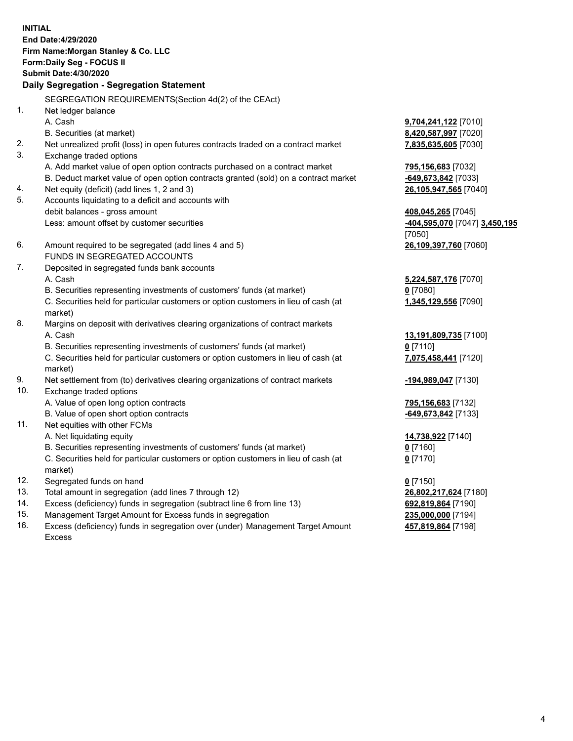**INITIAL**
**End Date:4/29/2020**
**Firm Name:Morgan Stanley & Co. LLC**
**Form:Daily Seg - FOCUS II**
**Submit Date:4/30/2020**

## Daily Segregation - Segregation Statement

SEGREGATION REQUIREMENTS(Section 4d(2) of the CEAct)

| | | |
|---|---|---|
| 1. | Net ledger balance | |
| | A. Cash | **9,704,241,122** [7010] |
| | B. Securities (at market) | **8,420,587,997** [7020] |
| 2. | Net unrealized profit (loss) in open futures contracts traded on a contract market | **7,835,635,605** [7030] |
| 3. | Exchange traded options | |
| | A. Add market value of open option contracts purchased on a contract market | **795,156,683** [7032] |
| | B. Deduct market value of open option contracts granted (sold) on a contract market | **-649,673,842** [7033] |
| 4. | Net equity (deficit) (add lines 1, 2 and 3) | **26,105,947,565** [7040] |
| 5. | Accounts liquidating to a deficit and accounts with debit balances - gross amount | **408,045,265** [7045] |
| | Less: amount offset by customer securities | **-404,595,070** [7047] **3,450,195** [7050] |
| 6. | Amount required to be segregated (add lines 4 and 5) | **26,109,397,760** [7060] |
| | FUNDS IN SEGREGATED ACCOUNTS | |
| 7. | Deposited in segregated funds bank accounts | |
| | A. Cash | **5,224,587,176** [7070] |
| | B. Securities representing investments of customers' funds (at market) | **0** [7080] |
| | C. Securities held for particular customers or option customers in lieu of cash (at market) | **1,345,129,556** [7090] |
| 8. | Margins on deposit with derivatives clearing organizations of contract markets | |
| | A. Cash | **13,191,809,735** [7100] |
| | B. Securities representing investments of customers' funds (at market) | **0** [7110] |
| | C. Securities held for particular customers or option customers in lieu of cash (at market) | **7,075,458,441** [7120] |
| 9. | Net settlement from (to) derivatives clearing organizations of contract markets | **-194,989,047** [7130] |
| 10. | Exchange traded options | |
| | A. Value of open long option contracts | **795,156,683** [7132] |
| | B. Value of open short option contracts | **-649,673,842** [7133] |
| 11. | Net equities with other FCMs | |
| | A. Net liquidating equity | **14,738,922** [7140] |
| | B. Securities representing investments of customers' funds (at market) | **0** [7160] |
| | C. Securities held for particular customers or option customers in lieu of cash (at market) | **0** [7170] |
| 12. | Segregated funds on hand | **0** [7150] |
| 13. | Total amount in segregation (add lines 7 through 12) | **26,802,217,624** [7180] |
| 14. | Excess (deficiency) funds in segregation (subtract line 6 from line 13) | **692,819,864** [7190] |
| 15. | Management Target Amount for Excess funds in segregation | **235,000,000** [7194] |
| 16. | Excess (deficiency) funds in segregation over (under) Management Target Amount Excess | **457,819,864** [7198] |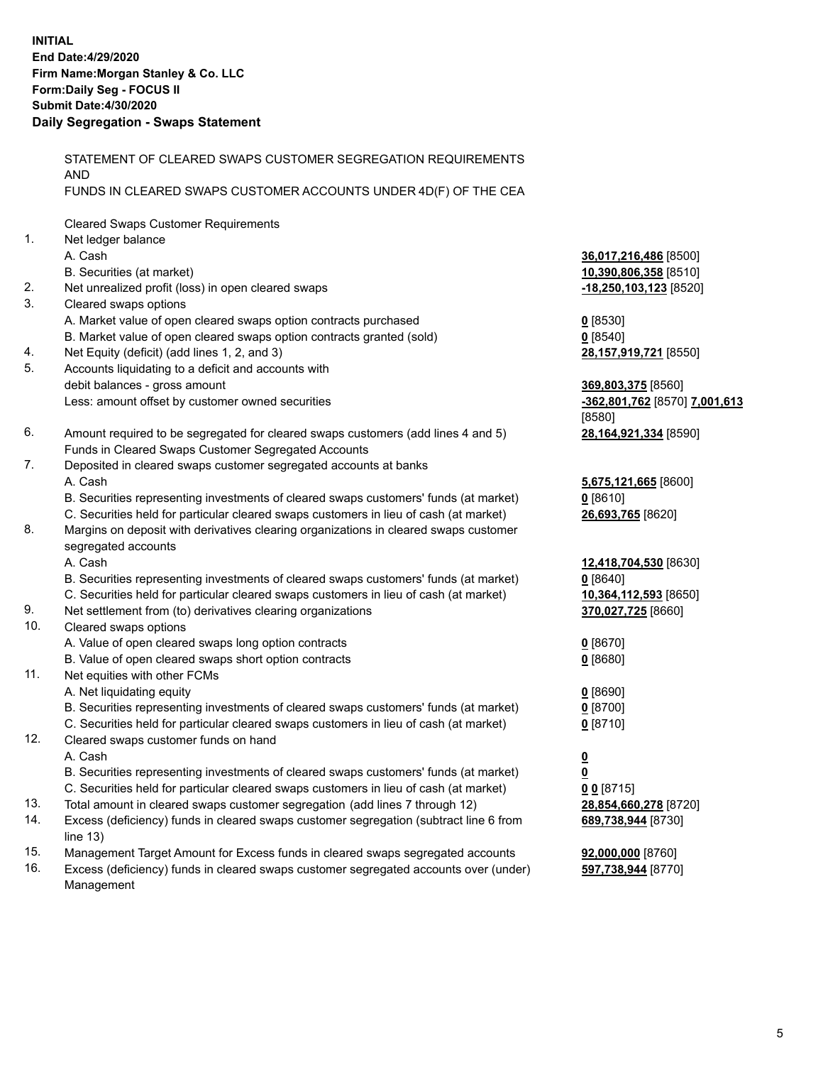**INITIAL**
**End Date:4/29/2020**
**Firm Name:Morgan Stanley & Co. LLC**
**Form:Daily Seg - FOCUS II**
**Submit Date:4/30/2020**
**Daily Segregation - Swaps Statement**

STATEMENT OF CLEARED SWAPS CUSTOMER SEGREGATION REQUIREMENTS AND FUNDS IN CLEARED SWAPS CUSTOMER ACCOUNTS UNDER 4D(F) OF THE CEA

| | | |
|---|---|---|
| | Cleared Swaps Customer Requirements | |
| 1. | Net ledger balance | |
| | A. Cash | **36,017,216,486** [8500] |
| | B. Securities (at market) | **10,390,806,358** [8510] |
| 2. | Net unrealized profit (loss) in open cleared swaps | **-18,250,103,123** [8520] |
| 3. | Cleared swaps options | |
| | A. Market value of open cleared swaps option contracts purchased | **0** [8530] |
| | B. Market value of open cleared swaps option contracts granted (sold) | **0** [8540] |
| 4. | Net Equity (deficit) (add lines 1, 2, and 3) | **28,157,919,721** [8550] |
| 5. | Accounts liquidating to a deficit and accounts with debit balances - gross amount | **369,803,375** [8560] |
| | Less: amount offset by customer owned securities | **-362,801,762** [8570] **7,001,613** [8580] |
| 6. | Amount required to be segregated for cleared swaps customers (add lines 4 and 5) | **28,164,921,334** [8590] |
| | Funds in Cleared Swaps Customer Segregated Accounts | |
| 7. | Deposited in cleared swaps customer segregated accounts at banks | |
| | A. Cash | **5,675,121,665** [8600] |
| | B. Securities representing investments of cleared swaps customers' funds (at market) | **0** [8610] |
| | C. Securities held for particular cleared swaps customers in lieu of cash (at market) | **26,693,765** [8620] |
| 8. | Margins on deposit with derivatives clearing organizations in cleared swaps customer segregated accounts | |
| | A. Cash | **12,418,704,530** [8630] |
| | B. Securities representing investments of cleared swaps customers' funds (at market) | **0** [8640] |
| | C. Securities held for particular cleared swaps customers in lieu of cash (at market) | **10,364,112,593** [8650] |
| 9. | Net settlement from (to) derivatives clearing organizations | **370,027,725** [8660] |
| 10. | Cleared swaps options | |
| | A. Value of open cleared swaps long option contracts | **0** [8670] |
| | B. Value of open cleared swaps short option contracts | **0** [8680] |
| 11. | Net equities with other FCMs | |
| | A. Net liquidating equity | **0** [8690] |
| | B. Securities representing investments of cleared swaps customers' funds (at market) | **0** [8700] |
| | C. Securities held for particular cleared swaps customers in lieu of cash (at market) | **0** [8710] |
| 12. | Cleared swaps customer funds on hand | |
| | A. Cash | **0** |
| | B. Securities representing investments of cleared swaps customers' funds (at market) | **0** |
| | C. Securities held for particular cleared swaps customers in lieu of cash (at market) | **0** **0** [8715] |
| 13. | Total amount in cleared swaps customer segregation (add lines 7 through 12) | **28,854,660,278** [8720] |
| 14. | Excess (deficiency) funds in cleared swaps customer segregation (subtract line 6 from line 13) | **689,738,944** [8730] |
| 15. | Management Target Amount for Excess funds in cleared swaps segregated accounts | **92,000,000** [8760] |
| 16. | Excess (deficiency) funds in cleared swaps customer segregated accounts over (under) Management | **597,738,944** [8770] |